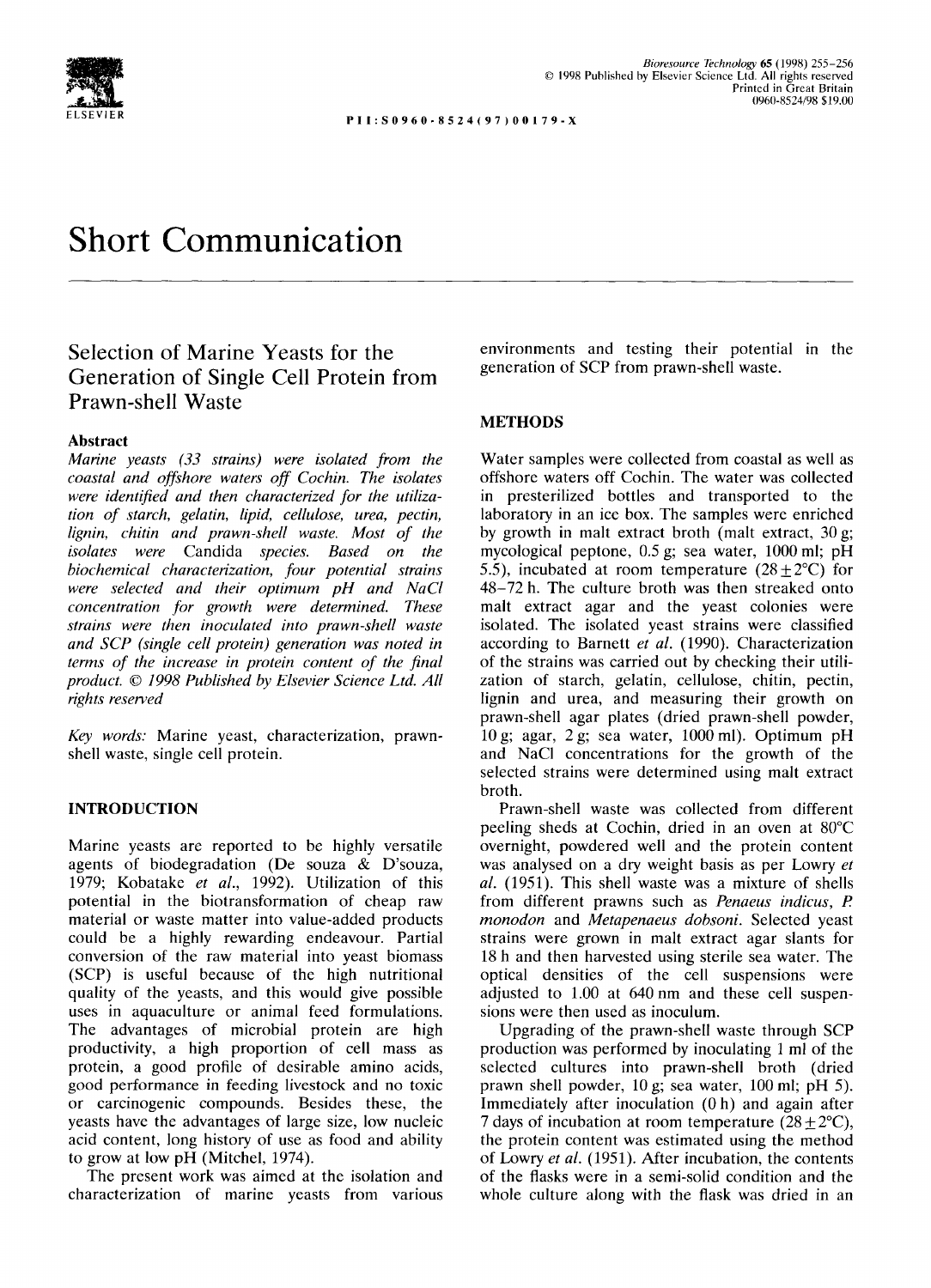# Short Communication

## Selection of Marine Yeasts for the Generation of Single Cell Protein from Prawn-shell Waste

### Abstract

*Marine yeasts (33 strains) were isolated from the coastal and offshore waters off Cochin. The isolates were identified and then characterized for the utilization of starch, gelatin, lipid, cellulose, urea, pectin, lignin, chitin and prawn-shell waste. Most of the isolates were* Candida *species. Based on the biochemical characterization, four potential strains were selected and their optimum pH and NaCl concentration for growth were determined. These strains were then inoculated into prawn-shell waste and SCP (single cell protein) generation was noted in terms of the increase in protein content of the final product. © 1998 Published by Elsevier Science Ltd. All rights reserved*

*Key words:* Marine yeast, characterization, prawn-shell waste, single cell protein.

## INTRODUCTION

Marine yeasts are reported to be highly versatile agents of biodegradation (De souza & D'souza, 1979; Kobatake *et al.*, 1992). Utilization of this potential in the biotransformation of cheap raw material or waste matter into value-added products could be a highly rewarding endeavour. Partial conversion of the raw material into yeast biomass (SCP) is useful because of the high nutritional quality of the yeasts, and this would give possible uses in aquaculture or animal feed formulations. The advantages of microbial protein are high productivity, a high proportion of cell mass as protein, a good profile of desirable amino acids, good performance in feeding livestock and no toxic or carcinogenic compounds. Besides these, the yeasts have the advantages of large size, low nucleic acid content, long history of use as food and ability to grow at low pH (Mitchel, 1974).

The present work was aimed at the isolation and characterization of marine yeasts from various environments and testing their potential in the generation of SCP from prawn-shell waste.

## METHODS

Water samples were collected from coastal as well as offshore waters off Cochin. The water was collected in presterilized bottles and transported to the laboratory in an ice box. The samples were enriched by growth in malt extract broth (malt extract, 30 g; mycological peptone, 0.5 g; sea water, 1000 ml; pH 5.5), incubated at room temperature ($28 \pm 2$°C) for 48–72 h. The culture broth was then streaked onto malt extract agar and the yeast colonies were isolated. The isolated yeast strains were classified according to Barnett *et al.* (1990). Characterization of the strains was carried out by checking their utilization of starch, gelatin, cellulose, chitin, pectin, lignin and urea, and measuring their growth on prawn-shell agar plates (dried prawn-shell powder, 10 g; agar, 2 g; sea water, 1000 ml). Optimum pH and NaCl concentrations for the growth of the selected strains were determined using malt extract broth.

Prawn-shell waste was collected from different peeling sheds at Cochin, dried in an oven at 80°C overnight, powdered well and the protein content was analysed on a dry weight basis as per Lowry *et al.* (1951). This shell waste was a mixture of shells from different prawns such as *Penaeus indicus*, *P. monodon* and *Metapenaeus dobsoni*. Selected yeast strains were grown in malt extract agar slants for 18 h and then harvested using sterile sea water. The optical densities of the cell suspensions were adjusted to 1.00 at 640 nm and these cell suspensions were then used as inoculum.

Upgrading of the prawn-shell waste through SCP production was performed by inoculating 1 ml of the selected cultures into prawn-shell broth (dried prawn shell powder, 10 g; sea water, 100 ml; pH 5). Immediately after inoculation (0 h) and again after 7 days of incubation at room temperature ($28 \pm 2$°C), the protein content was estimated using the method of Lowry *et al.* (1951). After incubation, the contents of the flasks were in a semi-solid condition and the whole culture along with the flask was dried in an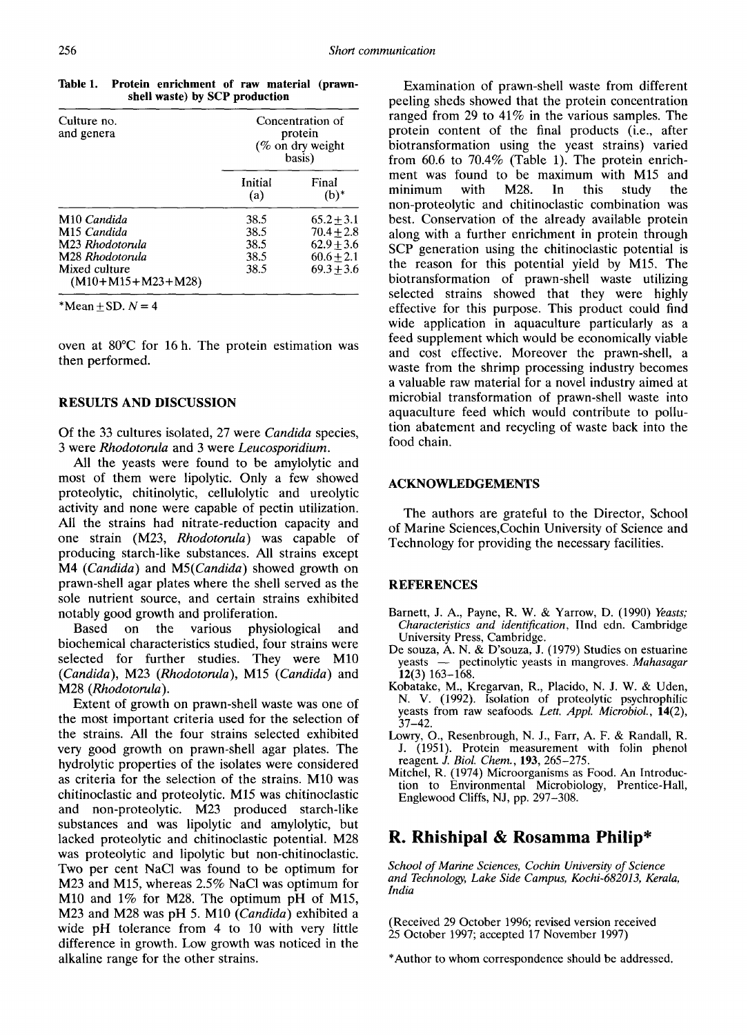**Table 1. Protein enrichment of raw material (prawn-shell waste) by SCP production**

| Culture no. and genera | Concentration of protein (% on dry weight basis) | |
|---|---|---|
| | Initial (a) | Final (b)* |
| M10 *Candida* | 38.5 | 65.2 ± 3.1 |
| M15 *Candida* | 38.5 | 70.4 ± 2.8 |
| M23 *Rhodotorula* | 38.5 | 62.9 ± 3.6 |
| M28 *Rhodotorula* | 38.5 | 60.6 ± 2.1 |
| Mixed culture (M10+M15+M23+M28) | 38.5 | 69.3 ± 3.6 |

*Mean ± SD. $N = 4$

oven at 80°C for 16 h. The protein estimation was then performed.

## RESULTS AND DISCUSSION

Of the 33 cultures isolated, 27 were *Candida* species, 3 were *Rhodotorula* and 3 were *Leucosporidium*.

All the yeasts were found to be amylolytic and most of them were lipolytic. Only a few showed proteolytic, chitinolytic, cellulolytic and ureolytic activity and none were capable of pectin utilization. All the strains had nitrate-reduction capacity and one strain (M23, *Rhodotorula*) was capable of producing starch-like substances. All strains except M4 (*Candida*) and M5(*Candida*) showed growth on prawn-shell agar plates where the shell served as the sole nutrient source, and certain strains exhibited notably good growth and proliferation.

Based on the various physiological and biochemical characteristics studied, four strains were selected for further studies. They were M10 (*Candida*), M23 (*Rhodotorula*), M15 (*Candida*) and M28 (*Rhodotorula*).

Extent of growth on prawn-shell waste was one of the most important criteria used for the selection of the strains. All the four strains selected exhibited very good growth on prawn-shell agar plates. The hydrolytic properties of the isolates were considered as criteria for the selection of the strains. M10 was chitinoclastic and proteolytic. M15 was chitinoclastic and non-proteolytic. M23 produced starch-like substances and was lipolytic and amylolytic, but lacked proteolytic and chitinoclastic potential. M28 was proteolytic and lipolytic but non-chitinoclastic. Two per cent NaCl was found to be optimum for M23 and M15, whereas 2.5% NaCl was optimum for M10 and 1% for M28. The optimum pH of M15, M23 and M28 was pH 5. M10 (*Candida*) exhibited a wide pH tolerance from 4 to 10 with very little difference in growth. Low growth was noticed in the alkaline range for the other strains.

Examination of prawn-shell waste from different peeling sheds showed that the protein concentration ranged from 29 to 41% in the various samples. The protein content of the final products (i.e., after biotransformation using the yeast strains) varied from 60.6 to 70.4% (Table 1). The protein enrichment was found to be maximum with M15 and minimum with M28. In this study the non-proteolytic and chitinoclastic combination was best. Conservation of the already available protein along with a further enrichment in protein through SCP generation using the chitinoclastic potential is the reason for this potential yield by M15. The biotransformation of prawn-shell waste utilizing selected strains showed that they were highly effective for this purpose. This product could find wide application in aquaculture particularly as a feed supplement which would be economically viable and cost effective. Moreover the prawn-shell, a waste from the shrimp processing industry becomes a valuable raw material for a novel industry aimed at microbial transformation of prawn-shell waste into aquaculture feed which would contribute to pollution abatement and recycling of waste back into the food chain.

## ACKNOWLEDGEMENTS

The authors are grateful to the Director, School of Marine Sciences,Cochin University of Science and Technology for providing the necessary facilities.

## REFERENCES

Barnett, J. A., Payne, R. W. & Yarrow, D. (1990) *Yeasts; Characteristics and identification*, IInd edn. Cambridge University Press, Cambridge.

De souza, A. N. & D'souza, J. (1979) Studies on estuarine yeasts — pectinolytic yeasts in mangroves. *Mahasagar* **12**(3) 163–168.

Kobatake, M., Kregarvan, R., Placido, N. J. W. & Uden, N. V. (1992). Isolation of proteolytic psychrophilic yeasts from raw seafoods. *Lett. Appl. Microbiol.*, **14**(2), 37–42.

Lowry, O., Resenbrough, N. J., Farr, A. F. & Randall, R. J. (1951). Protein measurement with folin phenol reagent. *J. Biol. Chem.*, **193**, 265–275.

Mitchel, R. (1974) Microorganisms as Food. An Introduction to Environmental Microbiology, Prentice-Hall, Englewood Cliffs, NJ, pp. 297–308.

# R. Rhishipal & Rosamma Philip*

*School of Marine Sciences, Cochin University of Science and Technology, Lake Side Campus, Kochi-682013, Kerala, India*

(Received 29 October 1996; revised version received 25 October 1997; accepted 17 November 1997)

*Author to whom correspondence should be addressed.